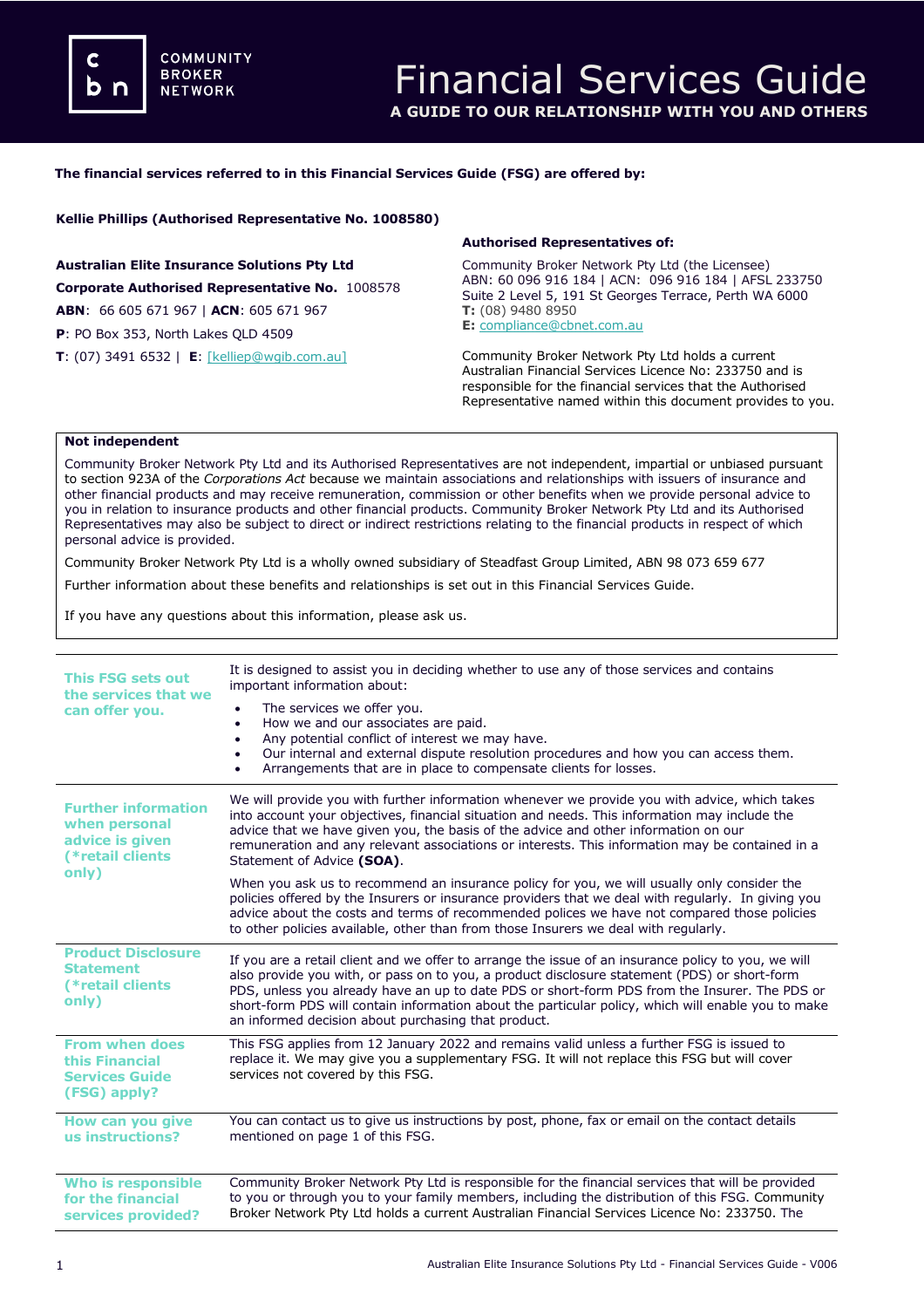COMMUNITY BROKER NETWORK

# Financial Services Guide

**A GUIDE TO OUR RELATIONSHIP WITH YOU AND OTHERS**

**The financial services referred to in this Financial Services Guide (FSG) are offered by:**

**Kellie Phillips (Authorised Representative No. 1008580)**

**Australian Elite Insurance Solutions Pty Ltd**
**Corporate Authorised Representative No.** 1008578
**ABN**: 66 605 671 967 | **ACN**: 605 671 967
**P**: PO Box 353, North Lakes QLD 4509
**T**: (07) 3491 6532 | **E**: [kelliep@wgib.com.au]

**Authorised Representatives of:**

Community Broker Network Pty Ltd (the Licensee)
ABN: 60 096 916 184 | ACN: 096 916 184 | AFSL 233750
Suite 2 Level 5, 191 St Georges Terrace, Perth WA 6000
**T:** (08) 9480 8950
**E:** compliance@cbnet.com.au

Community Broker Network Pty Ltd holds a current Australian Financial Services Licence No: 233750 and is responsible for the financial services that the Authorised Representative named within this document provides to you.

**Not independent**

Community Broker Network Pty Ltd and its Authorised Representatives are not independent, impartial or unbiased pursuant to section 923A of the *Corporations Act* because we maintain associations and relationships with issuers of insurance and other financial products and may receive remuneration, commission or other benefits when we provide personal advice to you in relation to insurance products and other financial products. Community Broker Network Pty Ltd and its Authorised Representatives may also be subject to direct or indirect restrictions relating to the financial products in respect of which personal advice is provided.

Community Broker Network Pty Ltd is a wholly owned subsidiary of Steadfast Group Limited, ABN 98 073 659 677

Further information about these benefits and relationships is set out in this Financial Services Guide.

If you have any questions about this information, please ask us.

| | |
|---|---|
| **This FSG sets out the services that we can offer you.** | It is designed to assist you in deciding whether to use any of those services and contains important information about:<br>• The services we offer you.<br>• How we and our associates are paid.<br>• Any potential conflict of interest we may have.<br>• Our internal and external dispute resolution procedures and how you can access them.<br>• Arrangements that are in place to compensate clients for losses. |
| **Further information when personal advice is given (\*retail clients only)** | We will provide you with further information whenever we provide you with advice, which takes into account your objectives, financial situation and needs. This information may include the advice that we have given you, the basis of the advice and other information on our remuneration and any relevant associations or interests. This information may be contained in a Statement of Advice **(SOA)**.<br><br>When you ask us to recommend an insurance policy for you, we will usually only consider the policies offered by the Insurers or insurance providers that we deal with regularly. In giving you advice about the costs and terms of recommended polices we have not compared those policies to other policies available, other than from those Insurers we deal with regularly. |
| **Product Disclosure Statement (\*retail clients only)** | If you are a retail client and we offer to arrange the issue of an insurance policy to you, we will also provide you with, or pass on to you, a product disclosure statement (PDS) or short-form PDS, unless you already have an up to date PDS or short-form PDS from the Insurer. The PDS or short-form PDS will contain information about the particular policy, which will enable you to make an informed decision about purchasing that product. |
| **From when does this Financial Services Guide (FSG) apply?** | This FSG applies from 12 January 2022 and remains valid unless a further FSG is issued to replace it. We may give you a supplementary FSG. It will not replace this FSG but will cover services not covered by this FSG. |
| **How can you give us instructions?** | You can contact us to give us instructions by post, phone, fax or email on the contact details mentioned on page 1 of this FSG. |
| **Who is responsible for the financial services provided?** | Community Broker Network Pty Ltd is responsible for the financial services that will be provided to you or through you to your family members, including the distribution of this FSG. Community Broker Network Pty Ltd holds a current Australian Financial Services Licence No: 233750. The |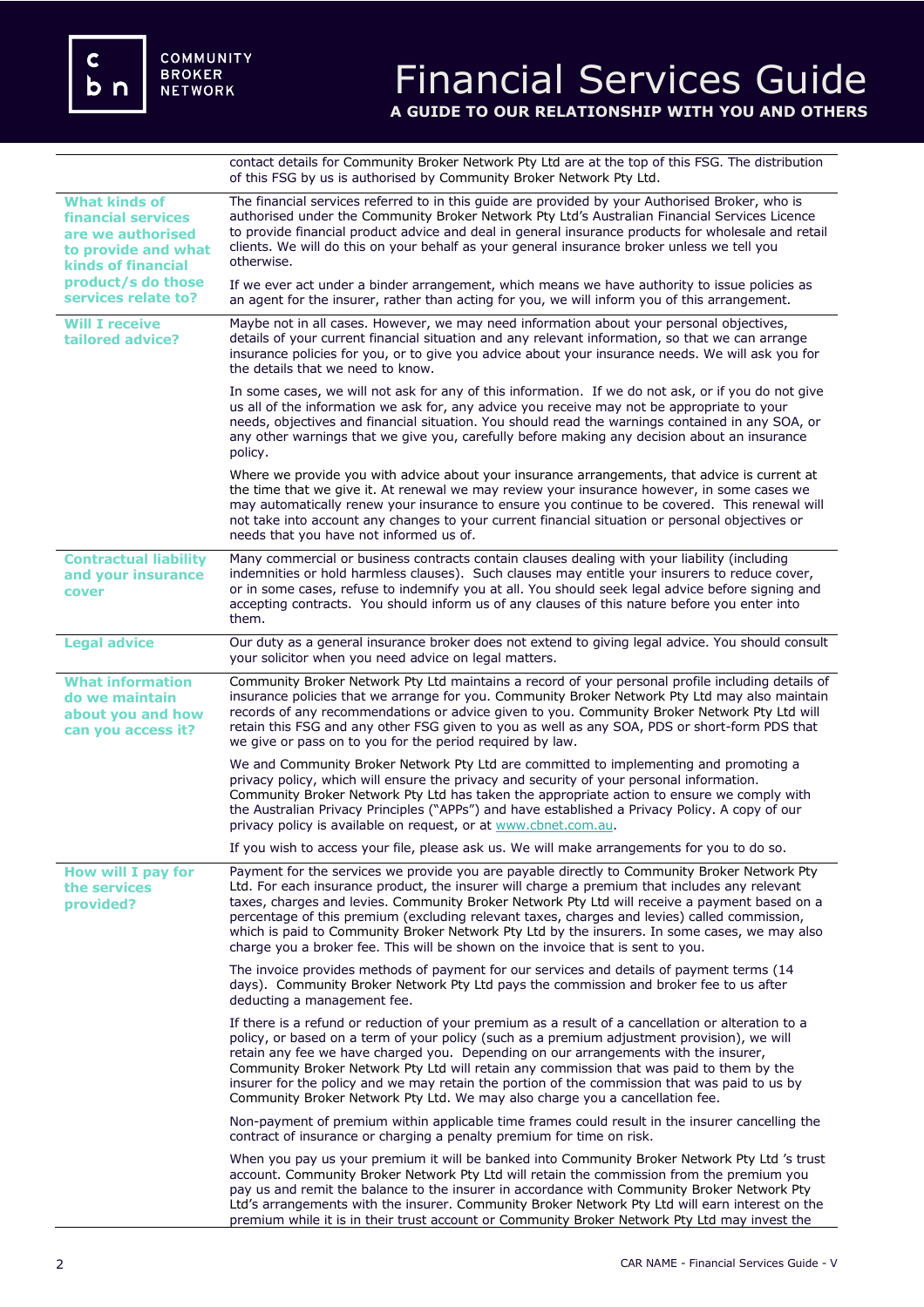contact details for Community Broker Network Pty Ltd are at the top of this FSG. The distribution of this FSG by us is authorised by Community Broker Network Pty Ltd.

### What kinds of financial services are we authorised to provide and what kinds of financial product/s do those services relate to?

The financial services referred to in this guide are provided by your Authorised Broker, who is authorised under the Community Broker Network Pty Ltd's Australian Financial Services Licence to provide financial product advice and deal in general insurance products for wholesale and retail clients. We will do this on your behalf as your general insurance broker unless we tell you otherwise.

If we ever act under a binder arrangement, which means we have authority to issue policies as an agent for the insurer, rather than acting for you, we will inform you of this arrangement.

### Will I receive tailored advice?

Maybe not in all cases. However, we may need information about your personal objectives, details of your current financial situation and any relevant information, so that we can arrange insurance policies for you, or to give you advice about your insurance needs. We will ask you for the details that we need to know.

In some cases, we will not ask for any of this information. If we do not ask, or if you do not give us all of the information we ask for, any advice you receive may not be appropriate to your needs, objectives and financial situation. You should read the warnings contained in any SOA, or any other warnings that we give you, carefully before making any decision about an insurance policy.

Where we provide you with advice about your insurance arrangements, that advice is current at the time that we give it. At renewal we may review your insurance however, in some cases we may automatically renew your insurance to ensure you continue to be covered. This renewal will not take into account any changes to your current financial situation or personal objectives or needs that you have not informed us of.

### Contractual liability and your insurance cover

Many commercial or business contracts contain clauses dealing with your liability (including indemnities or hold harmless clauses). Such clauses may entitle your insurers to reduce cover, or in some cases, refuse to indemnify you at all. You should seek legal advice before signing and accepting contracts. You should inform us of any clauses of this nature before you enter into them.

### Legal advice

Our duty as a general insurance broker does not extend to giving legal advice. You should consult your solicitor when you need advice on legal matters.

### What information do we maintain about you and how can you access it?

Community Broker Network Pty Ltd maintains a record of your personal profile including details of insurance policies that we arrange for you. Community Broker Network Pty Ltd may also maintain records of any recommendations or advice given to you. Community Broker Network Pty Ltd will retain this FSG and any other FSG given to you as well as any SOA, PDS or short-form PDS that we give or pass on to you for the period required by law.

We and Community Broker Network Pty Ltd are committed to implementing and promoting a privacy policy, which will ensure the privacy and security of your personal information. Community Broker Network Pty Ltd has taken the appropriate action to ensure we comply with the Australian Privacy Principles ("APPs") and have established a Privacy Policy. A copy of our privacy policy is available on request, or at www.cbnet.com.au.

If you wish to access your file, please ask us. We will make arrangements for you to do so.

### How will I pay for the services provided?

Payment for the services we provide you are payable directly to Community Broker Network Pty Ltd. For each insurance product, the insurer will charge a premium that includes any relevant taxes, charges and levies. Community Broker Network Pty Ltd will receive a payment based on a percentage of this premium (excluding relevant taxes, charges and levies) called commission, which is paid to Community Broker Network Pty Ltd by the insurers. In some cases, we may also charge you a broker fee. This will be shown on the invoice that is sent to you.

The invoice provides methods of payment for our services and details of payment terms (14 days). Community Broker Network Pty Ltd pays the commission and broker fee to us after deducting a management fee.

If there is a refund or reduction of your premium as a result of a cancellation or alteration to a policy, or based on a term of your policy (such as a premium adjustment provision), we will retain any fee we have charged you. Depending on our arrangements with the insurer, Community Broker Network Pty Ltd will retain any commission that was paid to them by the insurer for the policy and we may retain the portion of the commission that was paid to us by Community Broker Network Pty Ltd. We may also charge you a cancellation fee.

Non-payment of premium within applicable time frames could result in the insurer cancelling the contract of insurance or charging a penalty premium for time on risk.

When you pay us your premium it will be banked into Community Broker Network Pty Ltd 's trust account. Community Broker Network Pty Ltd will retain the commission from the premium you pay us and remit the balance to the insurer in accordance with Community Broker Network Pty Ltd's arrangements with the insurer. Community Broker Network Pty Ltd will earn interest on the premium while it is in their trust account or Community Broker Network Pty Ltd may invest the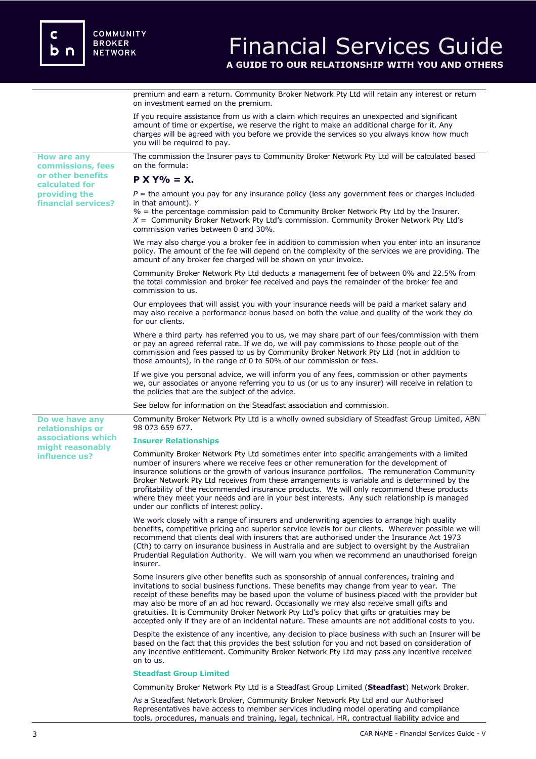premium and earn a return. Community Broker Network Pty Ltd will retain any interest or return on investment earned on the premium.

If you require assistance from us with a claim which requires an unexpected and significant amount of time or expertise, we reserve the right to make an additional charge for it. Any charges will be agreed with you before we provide the services so you always know how much you will be required to pay.

## How are any commissions, fees or other benefits calculated for providing the financial services?

The commission the Insurer pays to Community Broker Network Pty Ltd will be calculated based on the formula:

**P X Y% = X.**

*P* = the amount you pay for any insurance policy (less any government fees or charges included in that amount). *Y*
% = the percentage commission paid to Community Broker Network Pty Ltd by the Insurer.
*X* = Community Broker Network Pty Ltd's commission. Community Broker Network Pty Ltd's commission varies between 0 and 30%.

We may also charge you a broker fee in addition to commission when you enter into an insurance policy. The amount of the fee will depend on the complexity of the services we are providing. The amount of any broker fee charged will be shown on your invoice.

Community Broker Network Pty Ltd deducts a management fee of between 0% and 22.5% from the total commission and broker fee received and pays the remainder of the broker fee and commission to us.

Our employees that will assist you with your insurance needs will be paid a market salary and may also receive a performance bonus based on both the value and quality of the work they do for our clients.

Where a third party has referred you to us, we may share part of our fees/commission with them or pay an agreed referral rate. If we do, we will pay commissions to those people out of the commission and fees passed to us by Community Broker Network Pty Ltd (not in addition to those amounts), in the range of 0 to 50% of our commission or fees.

If we give you personal advice, we will inform you of any fees, commission or other payments we, our associates or anyone referring you to us (or us to any insurer) will receive in relation to the policies that are the subject of the advice.

See below for information on the Steadfast association and commission.

## Do we have any relationships or associations which might reasonably influence us?

Community Broker Network Pty Ltd is a wholly owned subsidiary of Steadfast Group Limited, ABN 98 073 659 677.

### Insurer Relationships

Community Broker Network Pty Ltd sometimes enter into specific arrangements with a limited number of insurers where we receive fees or other remuneration for the development of insurance solutions or the growth of various insurance portfolios. The remuneration Community Broker Network Pty Ltd receives from these arrangements is variable and is determined by the profitability of the recommended insurance products. We will only recommend these products where they meet your needs and are in your best interests. Any such relationship is managed under our conflicts of interest policy.

We work closely with a range of insurers and underwriting agencies to arrange high quality benefits, competitive pricing and superior service levels for our clients. Wherever possible we will recommend that clients deal with insurers that are authorised under the Insurance Act 1973 (Cth) to carry on insurance business in Australia and are subject to oversight by the Australian Prudential Regulation Authority. We will warn you when we recommend an unauthorised foreign insurer.

Some insurers give other benefits such as sponsorship of annual conferences, training and invitations to social business functions. These benefits may change from year to year. The receipt of these benefits may be based upon the volume of business placed with the provider but may also be more of an ad hoc reward. Occasionally we may also receive small gifts and gratuities. It is Community Broker Network Pty Ltd's policy that gifts or gratuities may be accepted only if they are of an incidental nature. These amounts are not additional costs to you.

Despite the existence of any incentive, any decision to place business with such an Insurer will be based on the fact that this provides the best solution for you and not based on consideration of any incentive entitlement. Community Broker Network Pty Ltd may pass any incentive received on to us.

### Steadfast Group Limited

Community Broker Network Pty Ltd is a Steadfast Group Limited (**Steadfast**) Network Broker.

As a Steadfast Network Broker, Community Broker Network Pty Ltd and our Authorised Representatives have access to member services including model operating and compliance tools, procedures, manuals and training, legal, technical, HR, contractual liability advice and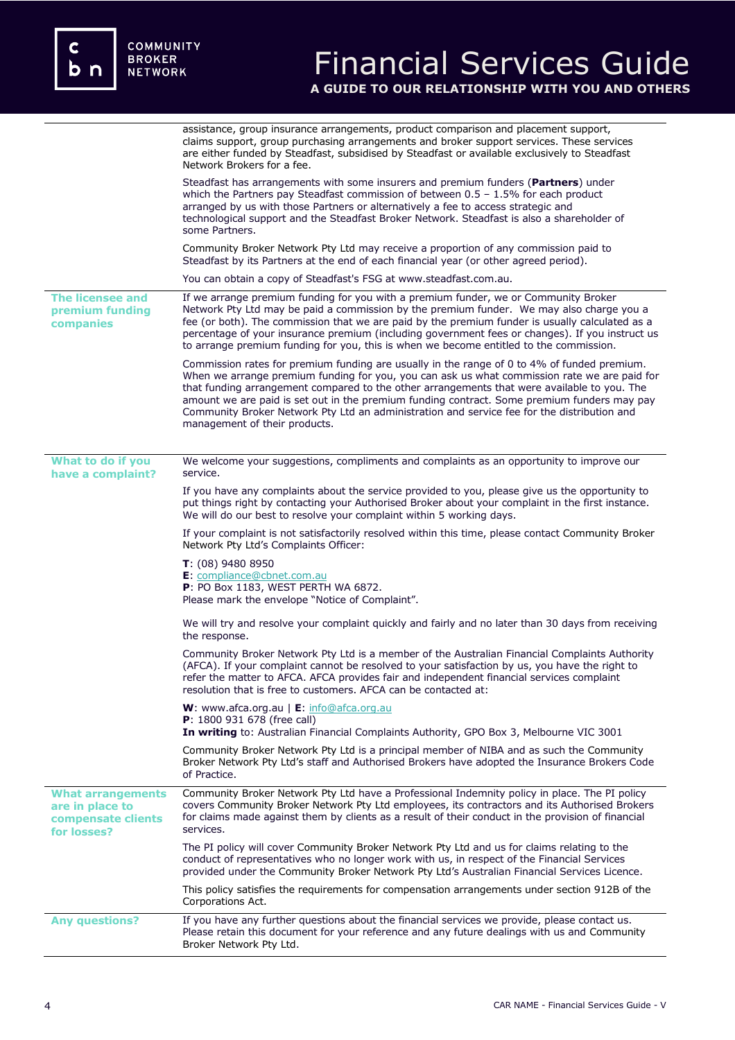assistance, group insurance arrangements, product comparison and placement support, claims support, group purchasing arrangements and broker support services. These services are either funded by Steadfast, subsidised by Steadfast or available exclusively to Steadfast Network Brokers for a fee.

Steadfast has arrangements with some insurers and premium funders (**Partners**) under which the Partners pay Steadfast commission of between 0.5 – 1.5% for each product arranged by us with those Partners or alternatively a fee to access strategic and technological support and the Steadfast Broker Network. Steadfast is also a shareholder of some Partners.

Community Broker Network Pty Ltd may receive a proportion of any commission paid to Steadfast by its Partners at the end of each financial year (or other agreed period).

You can obtain a copy of Steadfast's FSG at www.steadfast.com.au.

## The licensee and premium funding companies

If we arrange premium funding for you with a premium funder, we or Community Broker Network Pty Ltd may be paid a commission by the premium funder. We may also charge you a fee (or both). The commission that we are paid by the premium funder is usually calculated as a percentage of your insurance premium (including government fees or changes). If you instruct us to arrange premium funding for you, this is when we become entitled to the commission.

Commission rates for premium funding are usually in the range of 0 to 4% of funded premium. When we arrange premium funding for you, you can ask us what commission rate we are paid for that funding arrangement compared to the other arrangements that were available to you. The amount we are paid is set out in the premium funding contract. Some premium funders may pay Community Broker Network Pty Ltd an administration and service fee for the distribution and management of their products.

## What to do if you have a complaint?

We welcome your suggestions, compliments and complaints as an opportunity to improve our service.

If you have any complaints about the service provided to you, please give us the opportunity to put things right by contacting your Authorised Broker about your complaint in the first instance. We will do our best to resolve your complaint within 5 working days.

If your complaint is not satisfactorily resolved within this time, please contact Community Broker Network Pty Ltd's Complaints Officer:

**T**: (08) 9480 8950
**E**: compliance@cbnet.com.au
**P**: PO Box 1183, WEST PERTH WA 6872.
Please mark the envelope "Notice of Complaint".

We will try and resolve your complaint quickly and fairly and no later than 30 days from receiving the response.

Community Broker Network Pty Ltd is a member of the Australian Financial Complaints Authority (AFCA). If your complaint cannot be resolved to your satisfaction by us, you have the right to refer the matter to AFCA. AFCA provides fair and independent financial services complaint resolution that is free to customers. AFCA can be contacted at:

**W**: www.afca.org.au | **E**: info@afca.org.au
**P**: 1800 931 678 (free call)
**In writing** to: Australian Financial Complaints Authority, GPO Box 3, Melbourne VIC 3001

Community Broker Network Pty Ltd is a principal member of NIBA and as such the Community Broker Network Pty Ltd's staff and Authorised Brokers have adopted the Insurance Brokers Code of Practice.

## What arrangements are in place to compensate clients for losses?

Community Broker Network Pty Ltd have a Professional Indemnity policy in place. The PI policy covers Community Broker Network Pty Ltd employees, its contractors and its Authorised Brokers for claims made against them by clients as a result of their conduct in the provision of financial services.

The PI policy will cover Community Broker Network Pty Ltd and us for claims relating to the conduct of representatives who no longer work with us, in respect of the Financial Services provided under the Community Broker Network Pty Ltd's Australian Financial Services Licence.

This policy satisfies the requirements for compensation arrangements under section 912B of the Corporations Act.

## Any questions?

If you have any further questions about the financial services we provide, please contact us. Please retain this document for your reference and any future dealings with us and Community Broker Network Pty Ltd.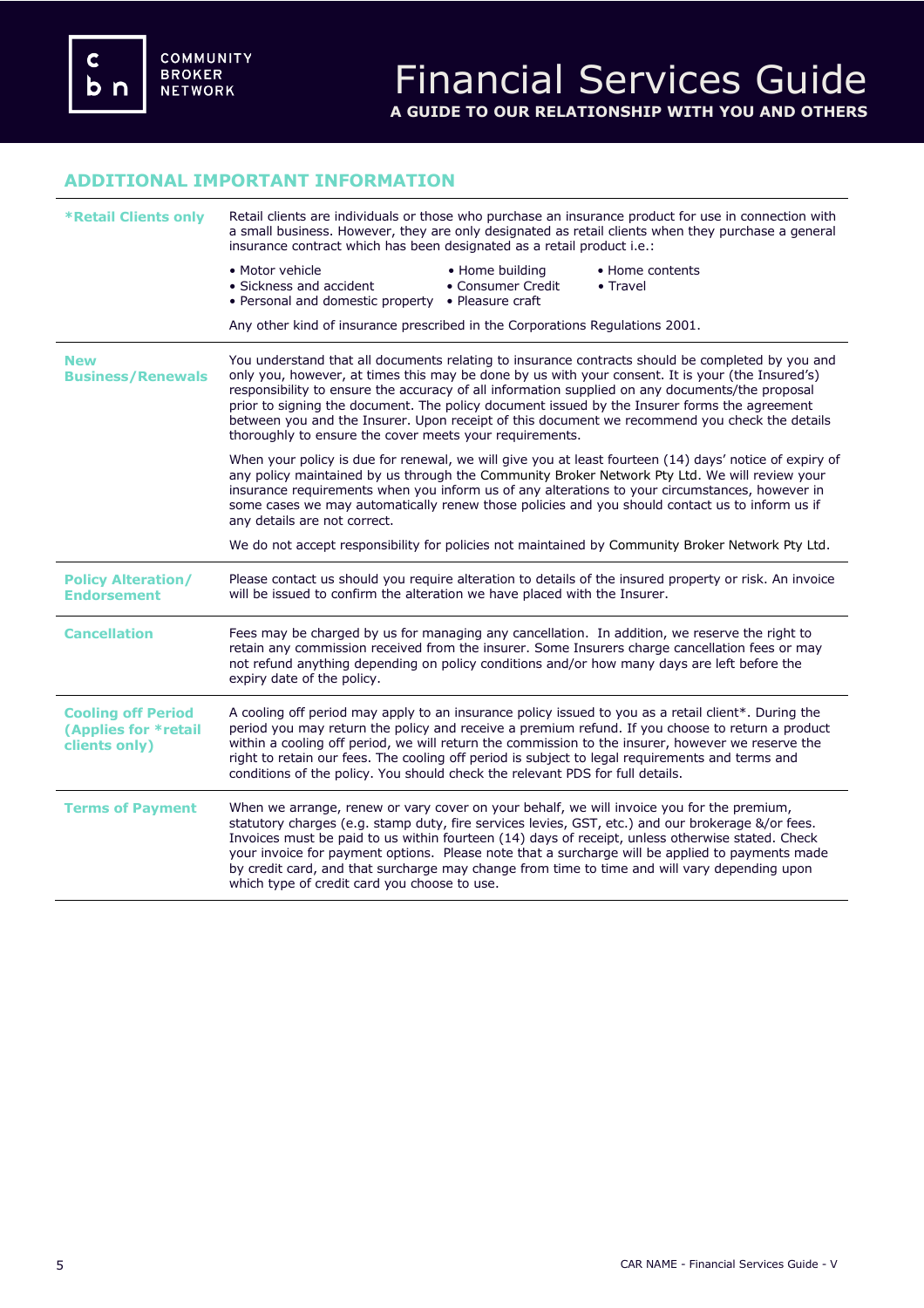## ADDITIONAL IMPORTANT INFORMATION

| | |
|---|---|
| **\*Retail Clients only** | Retail clients are individuals or those who purchase an insurance product for use in connection with a small business. However, they are only designated as retail clients when they purchase a general insurance contract which has been designated as a retail product i.e.:<br>• Motor vehicle • Home building • Home contents • Sickness and accident • Consumer Credit • Travel • Personal and domestic property • Pleasure craft<br>Any other kind of insurance prescribed in the Corporations Regulations 2001. |
| **New Business/Renewals** | You understand that all documents relating to insurance contracts should be completed by you and only you, however, at times this may be done by us with your consent. It is your (the Insured's) responsibility to ensure the accuracy of all information supplied on any documents/the proposal prior to signing the document. The policy document issued by the Insurer forms the agreement between you and the Insurer. Upon receipt of this document we recommend you check the details thoroughly to ensure the cover meets your requirements.<br>When your policy is due for renewal, we will give you at least fourteen (14) days' notice of expiry of any policy maintained by us through the Community Broker Network Pty Ltd. We will review your insurance requirements when you inform us of any alterations to your circumstances, however in some cases we may automatically renew those policies and you should contact us to inform us if any details are not correct.<br>We do not accept responsibility for policies not maintained by Community Broker Network Pty Ltd. |
| **Policy Alteration/ Endorsement** | Please contact us should you require alteration to details of the insured property or risk. An invoice will be issued to confirm the alteration we have placed with the Insurer. |
| **Cancellation** | Fees may be charged by us for managing any cancellation. In addition, we reserve the right to retain any commission received from the insurer. Some Insurers charge cancellation fees or may not refund anything depending on policy conditions and/or how many days are left before the expiry date of the policy. |
| **Cooling off Period (Applies for \*retail clients only)** | A cooling off period may apply to an insurance policy issued to you as a retail client*. During the period you may return the policy and receive a premium refund. If you choose to return a product within a cooling off period, we will return the commission to the insurer, however we reserve the right to retain our fees. The cooling off period is subject to legal requirements and terms and conditions of the policy. You should check the relevant PDS for full details. |
| **Terms of Payment** | When we arrange, renew or vary cover on your behalf, we will invoice you for the premium, statutory charges (e.g. stamp duty, fire services levies, GST, etc.) and our brokerage &/or fees. Invoices must be paid to us within fourteen (14) days of receipt, unless otherwise stated. Check your invoice for payment options. Please note that a surcharge will be applied to payments made by credit card, and that surcharge may change from time to time and will vary depending upon which type of credit card you choose to use. |